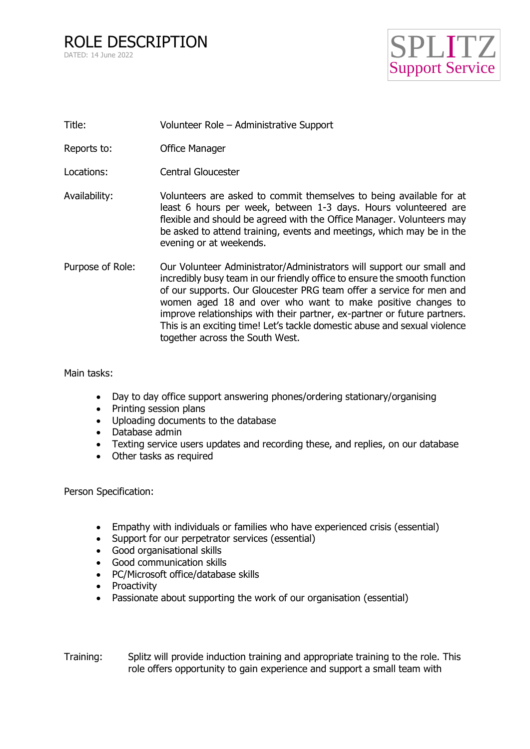# ROLE DESCRIPTION

DATED: 14 June 2022

SPLITZ
Support Service

Title: Volunteer Role – Administrative Support

Reports to: Office Manager

Locations: Central Gloucester

Availability: Volunteers are asked to commit themselves to being available for at least 6 hours per week, between 1-3 days. Hours volunteered are flexible and should be agreed with the Office Manager. Volunteers may be asked to attend training, events and meetings, which may be in the evening or at weekends.

Purpose of Role: Our Volunteer Administrator/Administrators will support our small and incredibly busy team in our friendly office to ensure the smooth function of our supports. Our Gloucester PRG team offer a service for men and women aged 18 and over who want to make positive changes to improve relationships with their partner, ex-partner or future partners. This is an exciting time! Let's tackle domestic abuse and sexual violence together across the South West.

Main tasks:

- Day to day office support answering phones/ordering stationary/organising
- Printing session plans
- Uploading documents to the database
- Database admin
- Texting service users updates and recording these, and replies, on our database
- Other tasks as required

Person Specification:

- Empathy with individuals or families who have experienced crisis (essential)
- Support for our perpetrator services (essential)
- Good organisational skills
- Good communication skills
- PC/Microsoft office/database skills
- Proactivity
- Passionate about supporting the work of our organisation (essential)

Training: Splitz will provide induction training and appropriate training to the role. This role offers opportunity to gain experience and support a small team with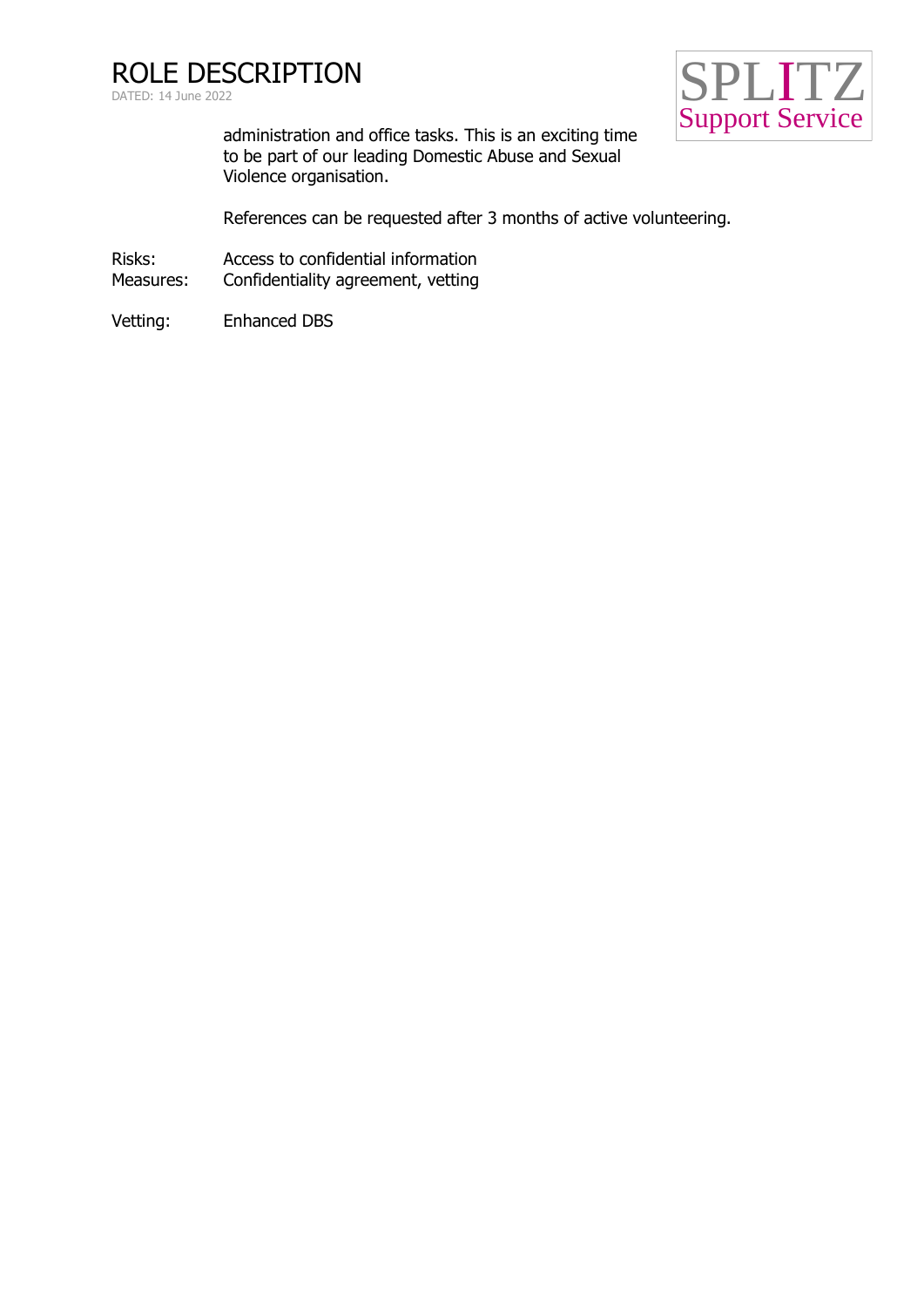administration and office tasks. This is an exciting time to be part of our leading Domestic Abuse and Sexual Violence organisation.

References can be requested after 3 months of active volunteering.

| | |
|---|---|
| Risks: | Access to confidential information |
| Measures: | Confidentiality agreement, vetting |
| Vetting: | Enhanced DBS |